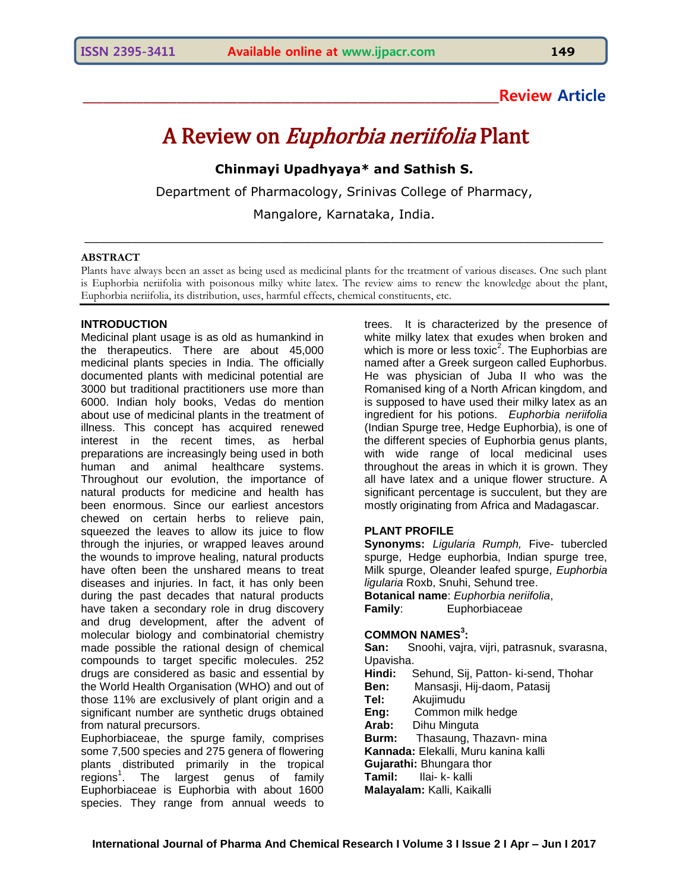Review Article

# A Review on *Euphorbia neriifolia* Plant

**Chinmayi Upadhyaya\* and Sathish S.**

Department of Pharmacology, Srinivas College of Pharmacy,

Mangalore, Karnataka, India.

## ABSTRACT

Plants have always been an asset as being used as medicinal plants for the treatment of various diseases. One such plant is Euphorbia neriifolia with poisonous milky white latex. The review aims to renew the knowledge about the plant, Euphorbia neriifolia, its distribution, uses, harmful effects, chemical constituents, etc.

## INTRODUCTION

Medicinal plant usage is as old as humankind in the therapeutics. There are about 45,000 medicinal plants species in India. The officially documented plants with medicinal potential are 3000 but traditional practitioners use more than 6000. Indian holy books, Vedas do mention about use of medicinal plants in the treatment of illness. This concept has acquired renewed interest in the recent times, as herbal preparations are increasingly being used in both human and animal healthcare systems. Throughout our evolution, the importance of natural products for medicine and health has been enormous. Since our earliest ancestors chewed on certain herbs to relieve pain, squeezed the leaves to allow its juice to flow through the injuries, or wrapped leaves around the wounds to improve healing, natural products have often been the unshared means to treat diseases and injuries. In fact, it has only been during the past decades that natural products have taken a secondary role in drug discovery and drug development, after the advent of molecular biology and combinatorial chemistry made possible the rational design of chemical compounds to target specific molecules. 252 drugs are considered as basic and essential by the World Health Organisation (WHO) and out of those 11% are exclusively of plant origin and a significant number are synthetic drugs obtained from natural precursors.

Euphorbiaceae, the spurge family, comprises some 7,500 species and 275 genera of flowering plants distributed primarily in the tropical regions[1]. The largest genus of family Euphorbiaceae is Euphorbia with about 1600 species. They range from annual weeds to trees. It is characterized by the presence of white milky latex that exudes when broken and which is more or less toxic[2]. The Euphorbias are named after a Greek surgeon called Euphorbus. He was physician of Juba II who was the Romanised king of a North African kingdom, and is supposed to have used their milky latex as an ingredient for his potions. *Euphorbia neriifolia* (Indian Spurge tree, Hedge Euphorbia), is one of the different species of Euphorbia genus plants, with wide range of local medicinal uses throughout the areas in which it is grown. They all have latex and a unique flower structure. A significant percentage is succulent, but they are mostly originating from Africa and Madagascar.

## PLANT PROFILE

**Synonyms:** *Ligularia Rumph,* Five- tubercled spurge, Hedge euphorbia, Indian spurge tree, Milk spurge, Oleander leafed spurge, *Euphorbia ligularia* Roxb, Snuhi, Sehund tree.

**Botanical name**: *Euphorbia neriifolia*,

**Family**: Euphorbiaceae

## COMMON NAMES[3]:

**San:** Snoohi, vajra, vijri, patrasnuk, svarasna, Upavisha.

**Hindi:** Sehund, Sij, Patton- ki-send, Thohar

**Ben:** Mansasji, Hij-daom, Patasij

**Tel:** Akujimudu

**Eng:** Common milk hedge

**Arab:** Dihu Minguta

**Burm:** Thasaung, Thazavn- mina

**Kannada:** Elekalli, Muru kanina kalli

**Gujarathi:** Bhungara thor

**Tamil:** Ilai- k- kalli

**Malayalam:** Kalli, Kaikalli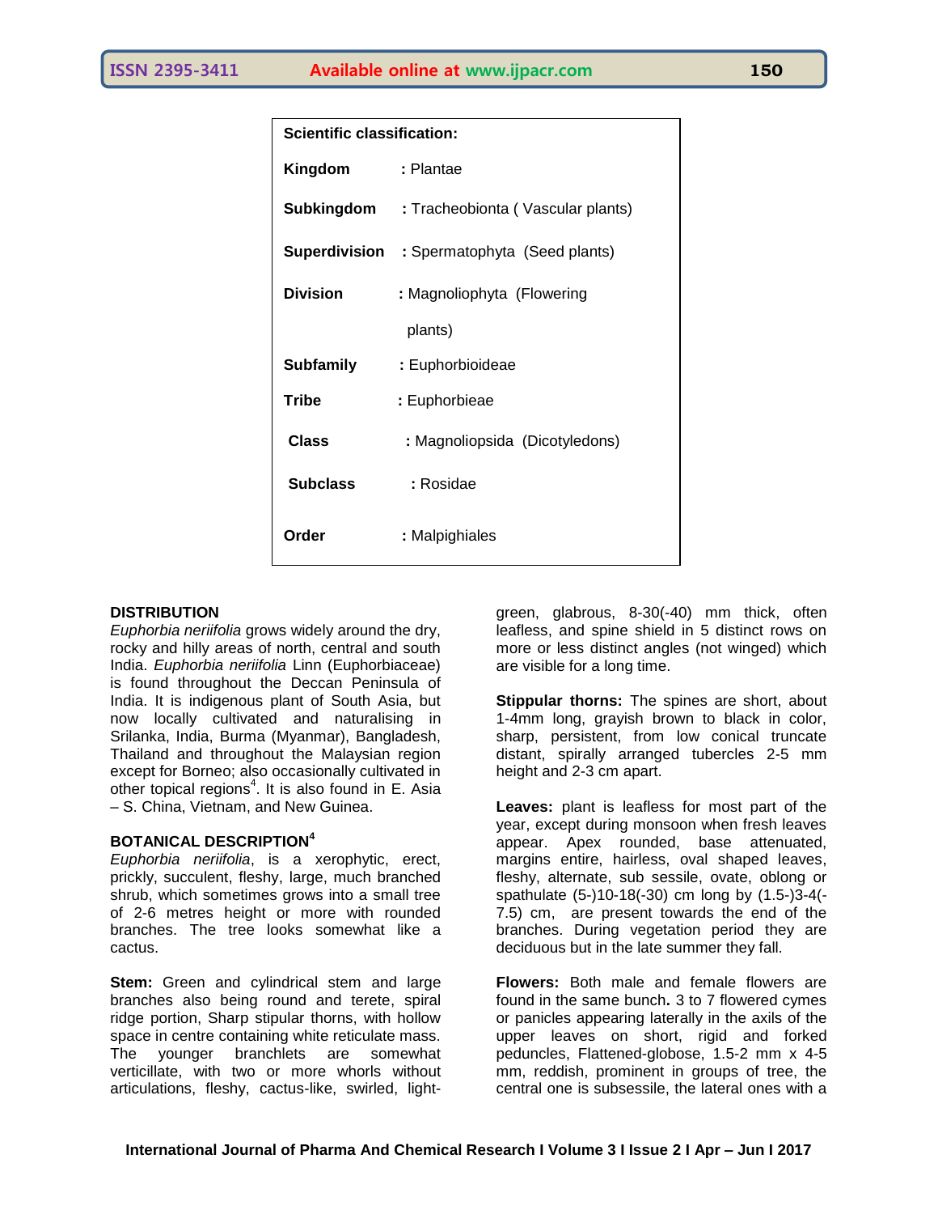| Scientific classification: | |
|---|---|
| **Kingdom** | **:** Plantae |
| **Subkingdom** | **:** Tracheobionta ( Vascular plants) |
| **Superdivision** | **:** Spermatophyta (Seed plants) |
| **Division** | **:** Magnoliophyta (Flowering plants) |
| **Subfamily** | **:** Euphorbioideae |
| **Tribe** | **:** Euphorbieae |
| **Class** | **:** Magnoliopsida (Dicotyledons) |
| **Subclass** | **:** Rosidae |
| **Order** | **:** Malpighiales |

## DISTRIBUTION

*Euphorbia neriifolia* grows widely around the dry, rocky and hilly areas of north, central and south India. *Euphorbia neriifolia* Linn (Euphorbiaceae) is found throughout the Deccan Peninsula of India. It is indigenous plant of South Asia, but now locally cultivated and naturalising in Srilanka, India, Burma (Myanmar), Bangladesh, Thailand and throughout the Malaysian region except for Borneo; also occasionally cultivated in other topical regions[4]. It is also found in E. Asia – S. China, Vietnam, and New Guinea.

## BOTANICAL DESCRIPTION[4]

*Euphorbia neriifolia*, is a xerophytic, erect, prickly, succulent, fleshy, large, much branched shrub, which sometimes grows into a small tree of 2-6 metres height or more with rounded branches. The tree looks somewhat like a cactus.

**Stem:** Green and cylindrical stem and large branches also being round and terete, spiral ridge portion, Sharp stipular thorns, with hollow space in centre containing white reticulate mass. The younger branchlets are somewhat verticillate, with two or more whorls without articulations, fleshy, cactus-like, swirled, light-green, glabrous, 8-30(-40) mm thick, often leafless, and spine shield in 5 distinct rows on more or less distinct angles (not winged) which are visible for a long time.

**Stippular thorns:** The spines are short, about 1-4mm long, grayish brown to black in color, sharp, persistent, from low conical truncate distant, spirally arranged tubercles 2-5 mm height and 2-3 cm apart.

**Leaves:** plant is leafless for most part of the year, except during monsoon when fresh leaves appear. Apex rounded, base attenuated, margins entire, hairless, oval shaped leaves, fleshy, alternate, sub sessile, ovate, oblong or spathulate (5-)10-18(-30) cm long by (1.5-)3-4(-7.5) cm, are present towards the end of the branches. During vegetation period they are deciduous but in the late summer they fall.

**Flowers:** Both male and female flowers are found in the same bunch**.** 3 to 7 flowered cymes or panicles appearing laterally in the axils of the upper leaves on short, rigid and forked peduncles, Flattened-globose, 1.5-2 mm x 4-5 mm, reddish, prominent in groups of tree, the central one is subsessile, the lateral ones with a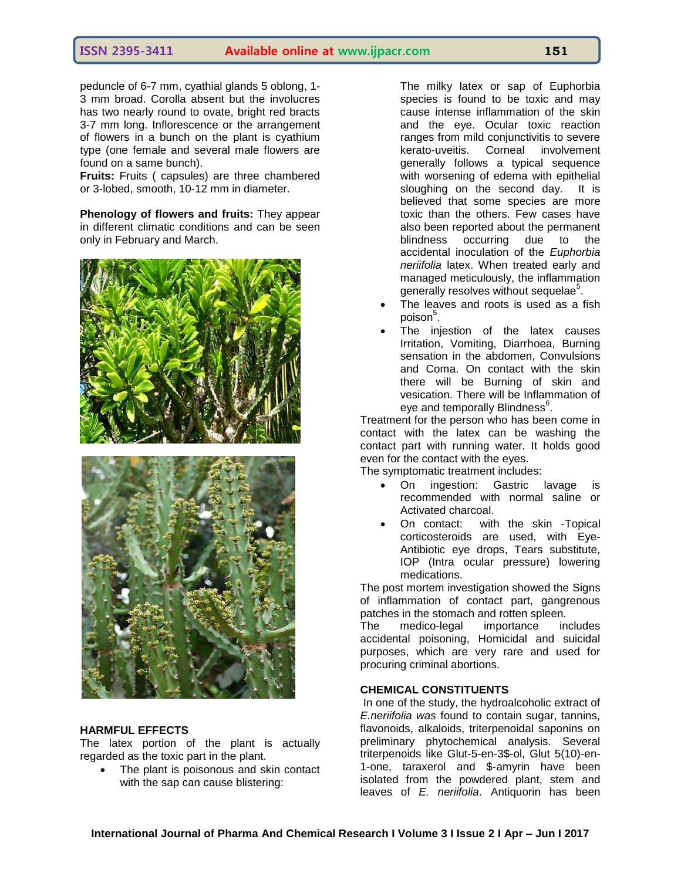peduncle of 6-7 mm, cyathial glands 5 oblong, 1-3 mm broad. Corolla absent but the involucres has two nearly round to ovate, bright red bracts 3-7 mm long. Inflorescence or the arrangement of flowers in a bunch on the plant is cyathium type (one female and several male flowers are found on a same bunch).

**Fruits:** Fruits ( capsules) are three chambered or 3-lobed, smooth, 10-12 mm in diameter.

**Phenology of flowers and fruits:** They appear in different climatic conditions and can be seen only in February and March.

## HARMFUL EFFECTS

The latex portion of the plant is actually regarded as the toxic part in the plant.

- The plant is poisonous and skin contact with the sap can cause blistering: The milky latex or sap of Euphorbia species is found to be toxic and may cause intense inflammation of the skin and the eye. Ocular toxic reaction ranges from mild conjunctivitis to severe kerato-uveitis. Corneal involvement generally follows a typical sequence with worsening of edema with epithelial sloughing on the second day. It is believed that some species are more toxic than the others. Few cases have also been reported about the permanent blindness occurring due to the accidental inoculation of the *Euphorbia neriifolia* latex. When treated early and managed meticulously, the inflammation generally resolves without sequelae[5].
- The leaves and roots is used as a fish poison[5].
- The injestion of the latex causes Irritation, Vomiting, Diarrhoea, Burning sensation in the abdomen, Convulsions and Coma. On contact with the skin there will be Burning of skin and vesication. There will be Inflammation of eye and temporally Blindness[6].

Treatment for the person who has been come in contact with the latex can be washing the contact part with running water. It holds good even for the contact with the eyes.

The symptomatic treatment includes:

- On ingestion: Gastric lavage is recommended with normal saline or Activated charcoal.
- On contact: with the skin -Topical corticosteroids are used, with Eye- Antibiotic eye drops, Tears substitute, IOP (Intra ocular pressure) lowering medications.

The post mortem investigation showed the Signs of inflammation of contact part, gangrenous patches in the stomach and rotten spleen.

The medico-legal importance includes accidental poisoning, Homicidal and suicidal purposes, which are very rare and used for procuring criminal abortions.

## CHEMICAL CONSTITUENTS

In one of the study, the hydroalcoholic extract of *E.neriifolia was* found to contain sugar, tannins, flavonoids, alkaloids, triterpenoidal saponins on preliminary phytochemical analysis. Several triterpenoids like Glut-5-en-3$-ol, Glut 5(10)-en-1-one, taraxerol and $-amyrin have been isolated from the powdered plant, stem and leaves of *E. neriifolia*. Antiquorin has been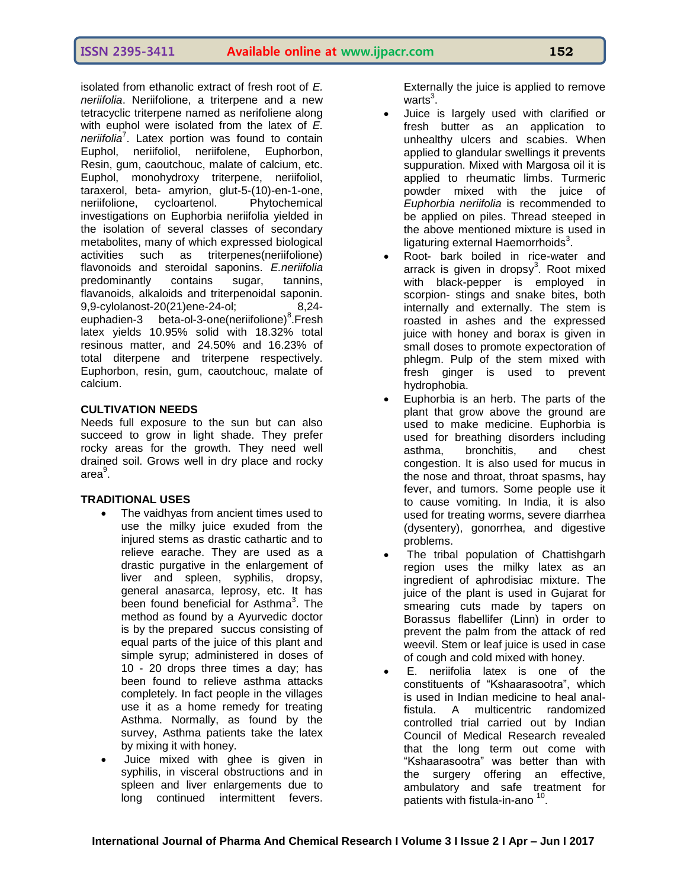isolated from ethanolic extract of fresh root of *E. neriifolia*. Neriifolione, a triterpene and a new tetracyclic triterpene named as nerifoliene along with euphol were isolated from the latex of *E. neriifolia*[7]. Latex portion was found to contain Euphol, neriifoliol, neriifolene, Euphorbon, Resin, gum, caoutchouc, malate of calcium, etc. Euphol, monohydroxy triterpene, neriifoliol, taraxerol, beta- amyrion, glut-5-(10)-en-1-one, neriifolione, cycloartenol. Phytochemical investigations on Euphorbia neriifolia yielded in the isolation of several classes of secondary metabolites, many of which expressed biological activities such as triterpenes(neriifolione) flavonoids and steroidal saponins. *E.neriifolia* predominantly contains sugar, tannins, flavanoids, alkaloids and triterpenoidal saponin. 9,9-cylolanost-20(21)ene-24-ol; 8,24-euphadien-3 beta-ol-3-one(neriifolione)[8].Fresh latex yields 10.95% solid with 18.32% total resinous matter, and 24.50% and 16.23% of total diterpene and triterpene respectively. Euphorbon, resin, gum, caoutchouc, malate of calcium.

## CULTIVATION NEEDS

Needs full exposure to the sun but can also succeed to grow in light shade. They prefer rocky areas for the growth. They need well drained soil. Grows well in dry place and rocky area[9].

## TRADITIONAL USES

- The vaidhyas from ancient times used to use the milky juice exuded from the injured stems as drastic cathartic and to relieve earache. They are used as a drastic purgative in the enlargement of liver and spleen, syphilis, dropsy, general anasarca, leprosy, etc. It has been found beneficial for Asthma[3]. The method as found by a Ayurvedic doctor is by the prepared succus consisting of equal parts of the juice of this plant and simple syrup; administered in doses of 10 - 20 drops three times a day; has been found to relieve asthma attacks completely. In fact people in the villages use it as a home remedy for treating Asthma. Normally, as found by the survey, Asthma patients take the latex by mixing it with honey.
- Juice mixed with ghee is given in syphilis, in visceral obstructions and in spleen and liver enlargements due to long continued intermittent fevers. Externally the juice is applied to remove warts[3].
- Juice is largely used with clarified or fresh butter as an application to unhealthy ulcers and scabies. When applied to glandular swellings it prevents suppuration. Mixed with Margosa oil it is applied to rheumatic limbs. Turmeric powder mixed with the juice of *Euphorbia neriifolia* is recommended to be applied on piles. Thread steeped in the above mentioned mixture is used in ligaturing external Haemorrhoids[3].
- Root- bark boiled in rice-water and arrack is given in dropsy[3]. Root mixed with black-pepper is employed in scorpion- stings and snake bites, both internally and externally. The stem is roasted in ashes and the expressed juice with honey and borax is given in small doses to promote expectoration of phlegm. Pulp of the stem mixed with fresh ginger is used to prevent hydrophobia.
- Euphorbia is an herb. The parts of the plant that grow above the ground are used to make medicine. Euphorbia is used for breathing disorders including asthma, bronchitis, and chest congestion. It is also used for mucus in the nose and throat, throat spasms, hay fever, and tumors. Some people use it to cause vomiting. In India, it is also used for treating worms, severe diarrhea (dysentery), gonorrhea, and digestive problems.
- The tribal population of Chattishgarh region uses the milky latex as an ingredient of aphrodisiac mixture. The juice of the plant is used in Gujarat for smearing cuts made by tapers on Borassus flabellifer (Linn) in order to prevent the palm from the attack of red weevil. Stem or leaf juice is used in case of cough and cold mixed with honey.
- E. neriifolia latex is one of the constituents of "Kshaarasootra", which is used in Indian medicine to heal anal-fistula. A multicentric randomized controlled trial carried out by Indian Council of Medical Research revealed that the long term out come with "Kshaarasootra" was better than with the surgery offering an effective, ambulatory and safe treatment for patients with fistula-in-ano [10].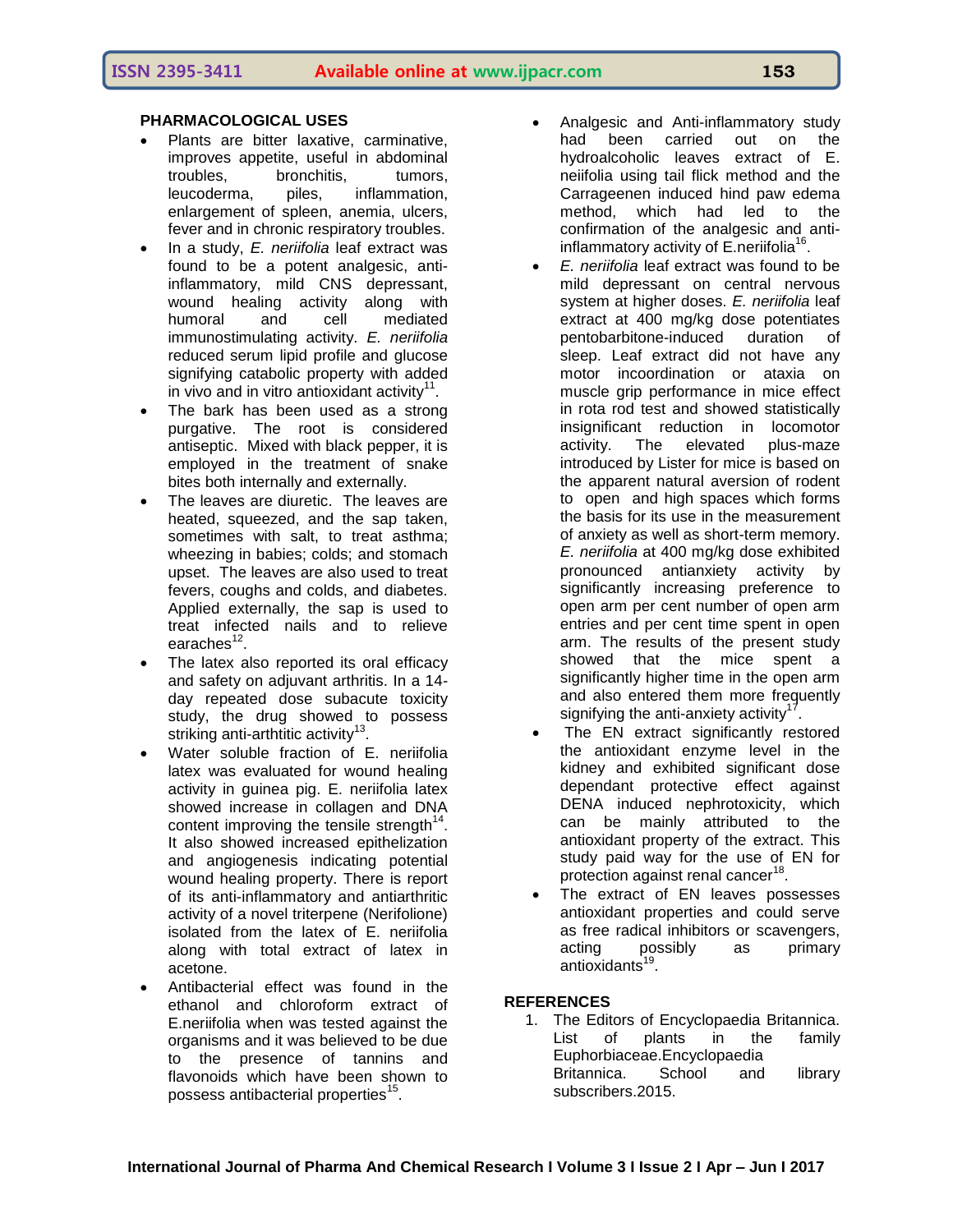## PHARMACOLOGICAL USES

- Plants are bitter laxative, carminative, improves appetite, useful in abdominal troubles, bronchitis, tumors, leucoderma, piles, inflammation, enlargement of spleen, anemia, ulcers, fever and in chronic respiratory troubles.
- In a study, *E. neriifolia* leaf extract was found to be a potent analgesic, anti-inflammatory, mild CNS depressant, wound healing activity along with humoral and cell mediated immunostimulating activity. *E. neriifolia* reduced serum lipid profile and glucose signifying catabolic property with added in vivo and in vitro antioxidant activity[11].
- The bark has been used as a strong purgative. The root is considered antiseptic. Mixed with black pepper, it is employed in the treatment of snake bites both internally and externally.
- The leaves are diuretic. The leaves are heated, squeezed, and the sap taken, sometimes with salt, to treat asthma; wheezing in babies; colds; and stomach upset. The leaves are also used to treat fevers, coughs and colds, and diabetes. Applied externally, the sap is used to treat infected nails and to relieve earaches[12].
- The latex also reported its oral efficacy and safety on adjuvant arthritis. In a 14-day repeated dose subacute toxicity study, the drug showed to possess striking anti-arthtitic activity[13].
- Water soluble fraction of E. neriifolia latex was evaluated for wound healing activity in guinea pig. E. neriifolia latex showed increase in collagen and DNA content improving the tensile strength[14]. It also showed increased epithelization and angiogenesis indicating potential wound healing property. There is report of its anti-inflammatory and antiarthritic activity of a novel triterpene (Nerifolione) isolated from the latex of E. neriifolia along with total extract of latex in acetone.
- Antibacterial effect was found in the ethanol and chloroform extract of E.neriifolia when was tested against the organisms and it was believed to be due to the presence of tannins and flavonoids which have been shown to possess antibacterial properties[15].
- Analgesic and Anti-inflammatory study had been carried out on the hydroalcoholic leaves extract of E. neiifolia using tail flick method and the Carrageenen induced hind paw edema method, which had led to the confirmation of the analgesic and anti-inflammatory activity of E.neriifolia[16].
- *E. neriifolia* leaf extract was found to be mild depressant on central nervous system at higher doses. *E. neriifolia* leaf extract at 400 mg/kg dose potentiates pentobarbitone-induced duration of sleep. Leaf extract did not have any motor incoordination or ataxia on muscle grip performance in mice effect in rota rod test and showed statistically insignificant reduction in locomotor activity. The elevated plus-maze introduced by Lister for mice is based on the apparent natural aversion of rodent to open and high spaces which forms the basis for its use in the measurement of anxiety as well as short-term memory. *E. neriifolia* at 400 mg/kg dose exhibited pronounced antianxiety activity by significantly increasing preference to open arm per cent number of open arm entries and per cent time spent in open arm. The results of the present study showed that the mice spent a significantly higher time in the open arm and also entered them more frequently signifying the anti-anxiety activity[17].
- The EN extract significantly restored the antioxidant enzyme level in the kidney and exhibited significant dose dependant protective effect against DENA induced nephrotoxicity, which can be mainly attributed to the antioxidant property of the extract. This study paid way for the use of EN for protection against renal cancer[18].
- The extract of EN leaves possesses antioxidant properties and could serve as free radical inhibitors or scavengers, acting possibly as primary antioxidants[19].

## REFERENCES

1. The Editors of Encyclopaedia Britannica. List of plants in the family Euphorbiaceae.Encyclopaedia Britannica. School and library subscribers.2015.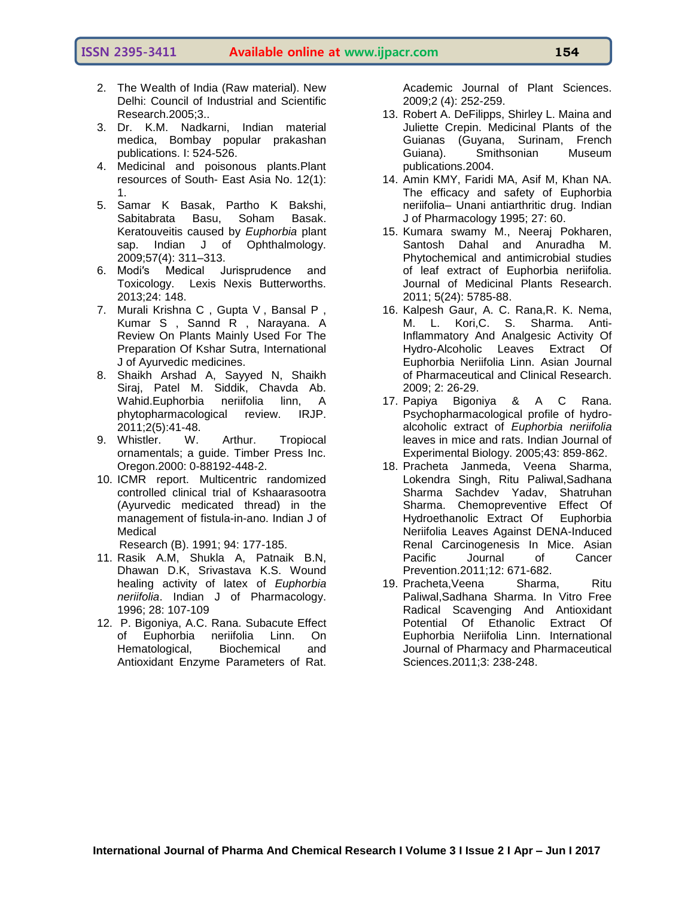2. The Wealth of India (Raw material). New Delhi: Council of Industrial and Scientific Research.2005;3..
3. Dr. K.M. Nadkarni, Indian material medica, Bombay popular prakashan publications. I: 524-526.
4. Medicinal and poisonous plants.Plant resources of South- East Asia No. 12(1): 1.
5. Samar K Basak, Partho K Bakshi, Sabitabrata Basu, Soham Basak. Keratouveitis caused by *Euphorbia* plant sap. Indian J of Ophthalmology. 2009;57(4): 311–313.
6. Modi's Medical Jurisprudence and Toxicology. Lexis Nexis Butterworths. 2013;24: 148.
7. Murali Krishna C , Gupta V , Bansal P , Kumar S , Sannd R , Narayana. A Review On Plants Mainly Used For The Preparation Of Kshar Sutra, International J of Ayurvedic medicines.
8. Shaikh Arshad A, Sayyed N, Shaikh Siraj, Patel M. Siddik, Chavda Ab. Wahid.Euphorbia neriifolia linn, A phytopharmacological review. IRJP. 2011;2(5):41-48.
9. Whistler. W. Arthur. Tropiocal ornamentals; a guide. Timber Press Inc. Oregon.2000: 0-88192-448-2.
10. ICMR report. Multicentric randomized controlled clinical trial of Kshaarasootra (Ayurvedic medicated thread) in the management of fistula-in-ano. Indian J of Medical Research (B). 1991; 94: 177-185.
11. Rasik A.M, Shukla A, Patnaik B.N, Dhawan D.K, Srivastava K.S. Wound healing activity of latex of *Euphorbia neriifolia*. Indian J of Pharmacology. 1996; 28: 107-109
12. P. Bigoniya, A.C. Rana. Subacute Effect of Euphorbia neriifolia Linn. On Hematological, Biochemical and Antioxidant Enzyme Parameters of Rat. Academic Journal of Plant Sciences. 2009;2 (4): 252-259.
13. Robert A. DeFilipps, Shirley L. Maina and Juliette Crepin. Medicinal Plants of the Guianas (Guyana, Surinam, French Guiana). Smithsonian Museum publications.2004.
14. Amin KMY, Faridi MA, Asif M, Khan NA. The efficacy and safety of Euphorbia neriifolia– Unani antiarthritic drug. Indian J of Pharmacology 1995; 27: 60.
15. Kumara swamy M., Neeraj Pokharen, Santosh Dahal and Anuradha M. Phytochemical and antimicrobial studies of leaf extract of Euphorbia neriifolia. Journal of Medicinal Plants Research. 2011; 5(24): 5785-88.
16. Kalpesh Gaur, A. C. Rana,R. K. Nema, M. L. Kori,C. S. Sharma. Anti-Inflammatory And Analgesic Activity Of Hydro-Alcoholic Leaves Extract Of Euphorbia Neriifolia Linn. Asian Journal of Pharmaceutical and Clinical Research. 2009; 2: 26-29.
17. Papiya Bigoniya & A C Rana. Psychopharmacological profile of hydro-alcoholic extract of *Euphorbia neriifolia* leaves in mice and rats. Indian Journal of Experimental Biology. 2005;43: 859-862.
18. Pracheta Janmeda, Veena Sharma, Lokendra Singh, Ritu Paliwal,Sadhana Sharma Sachdev Yadav, Shatruhan Sharma. Chemopreventive Effect Of Hydroethanolic Extract Of Euphorbia Neriifolia Leaves Against DENA-Induced Renal Carcinogenesis In Mice. Asian Pacific Journal of Cancer Prevention.2011;12: 671-682.
19. Pracheta,Veena Sharma, Ritu Paliwal,Sadhana Sharma. In Vitro Free Radical Scavenging And Antioxidant Potential Of Ethanolic Extract Of Euphorbia Neriifolia Linn. International Journal of Pharmacy and Pharmaceutical Sciences.2011;3: 238-248.